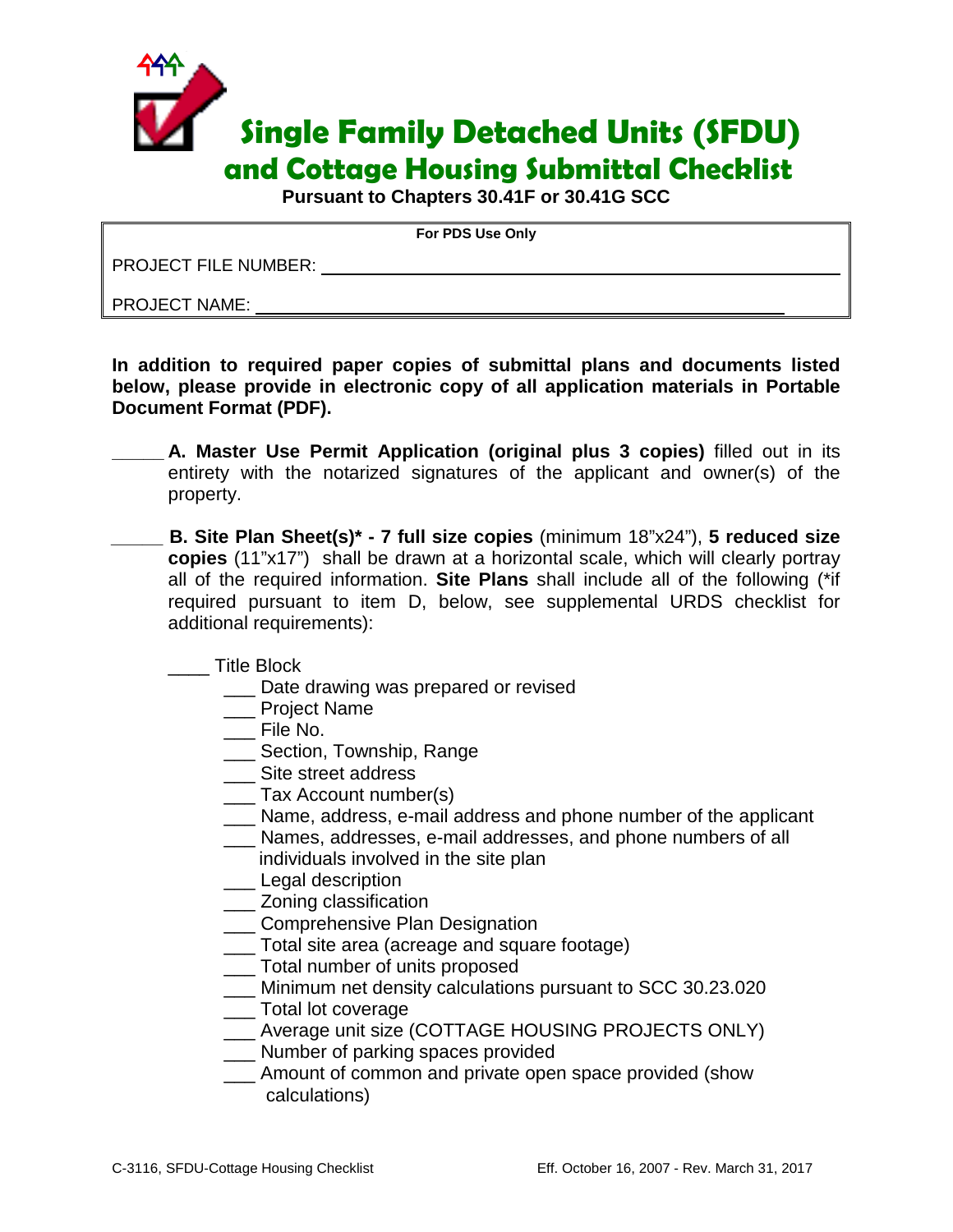# Single Family Detached Units (SFDU) and Cottage Housing Submittal Checklist

**Pursuant to Chapters 30.41F or 30.41G SCC**

| For PDS Use Only |
|---|
| PROJECT FILE NUMBER: ________________ |
| PROJECT NAME: ________________ |

**In addition to required paper copies of submittal plans and documents listed below, please provide in electronic copy of all application materials in Portable Document Format (PDF).**

_____ **A. Master Use Permit Application (original plus 3 copies)** filled out in its entirety with the notarized signatures of the applicant and owner(s) of the property.

_____ **B. Site Plan Sheet(s)\* - 7 full size copies** (minimum 18"x24"), **5 reduced size copies** (11"x17") shall be drawn at a horizontal scale, which will clearly portray all of the required information. **Site Plans** shall include all of the following (\*if required pursuant to item D, below, see supplemental URDS checklist for additional requirements):

- ____ Title Block
  - ___ Date drawing was prepared or revised
  - ___ Project Name
  - ___ File No.
  - ___ Section, Township, Range
  - ___ Site street address
  - ___ Tax Account number(s)
  - ___ Name, address, e-mail address and phone number of the applicant
  - ___ Names, addresses, e-mail addresses, and phone numbers of all individuals involved in the site plan
  - ___ Legal description
  - ___ Zoning classification
  - ___ Comprehensive Plan Designation
  - ___ Total site area (acreage and square footage)
  - ___ Total number of units proposed
  - ___ Minimum net density calculations pursuant to SCC 30.23.020
  - ___ Total lot coverage
  - ___ Average unit size (COTTAGE HOUSING PROJECTS ONLY)
  - ___ Number of parking spaces provided
  - ___ Amount of common and private open space provided (show calculations)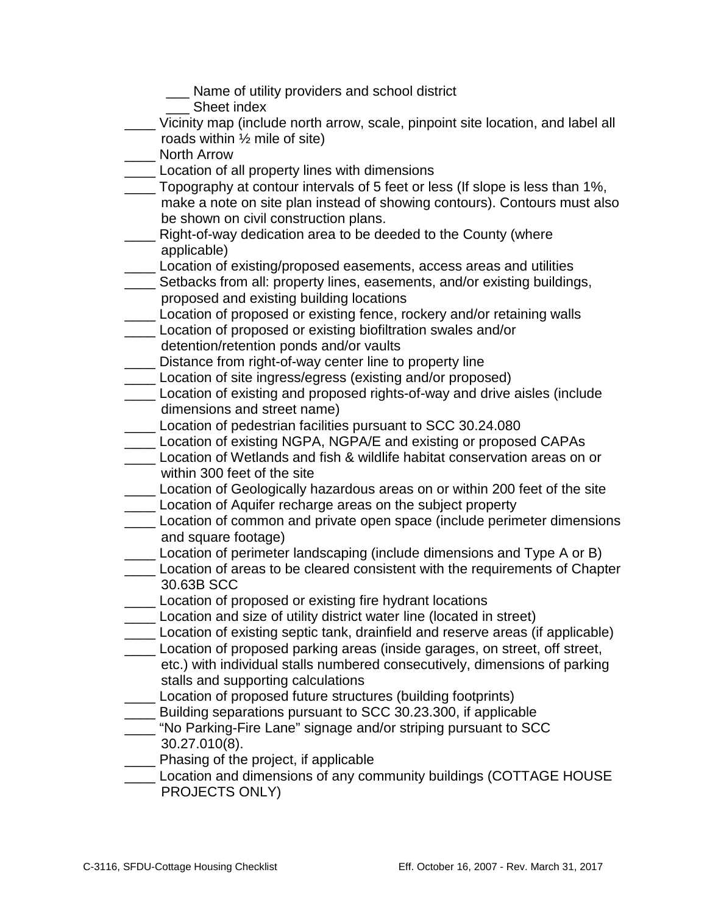___ Name of utility providers and school district
___ Sheet index

____ Vicinity map (include north arrow, scale, pinpoint site location, and label all roads within ½ mile of site)
____ North Arrow
____ Location of all property lines with dimensions
____ Topography at contour intervals of 5 feet or less (If slope is less than 1%, make a note on site plan instead of showing contours). Contours must also be shown on civil construction plans.
____ Right-of-way dedication area to be deeded to the County (where applicable)
____ Location of existing/proposed easements, access areas and utilities
____ Setbacks from all: property lines, easements, and/or existing buildings, proposed and existing building locations
____ Location of proposed or existing fence, rockery and/or retaining walls
____ Location of proposed or existing biofiltration swales and/or detention/retention ponds and/or vaults
____ Distance from right-of-way center line to property line
____ Location of site ingress/egress (existing and/or proposed)
____ Location of existing and proposed rights-of-way and drive aisles (include dimensions and street name)
____ Location of pedestrian facilities pursuant to SCC 30.24.080
____ Location of existing NGPA, NGPA/E and existing or proposed CAPAs
____ Location of Wetlands and fish & wildlife habitat conservation areas on or within 300 feet of the site
____ Location of Geologically hazardous areas on or within 200 feet of the site
____ Location of Aquifer recharge areas on the subject property
____ Location of common and private open space (include perimeter dimensions and square footage)
____ Location of perimeter landscaping (include dimensions and Type A or B)
____ Location of areas to be cleared consistent with the requirements of Chapter 30.63B SCC
____ Location of proposed or existing fire hydrant locations
____ Location and size of utility district water line (located in street)
____ Location of existing septic tank, drainfield and reserve areas (if applicable)
____ Location of proposed parking areas (inside garages, on street, off street, etc.) with individual stalls numbered consecutively, dimensions of parking stalls and supporting calculations
____ Location of proposed future structures (building footprints)
____ Building separations pursuant to SCC 30.23.300, if applicable
____ "No Parking-Fire Lane" signage and/or striping pursuant to SCC 30.27.010(8).
____ Phasing of the project, if applicable
____ Location and dimensions of any community buildings (COTTAGE HOUSE PROJECTS ONLY)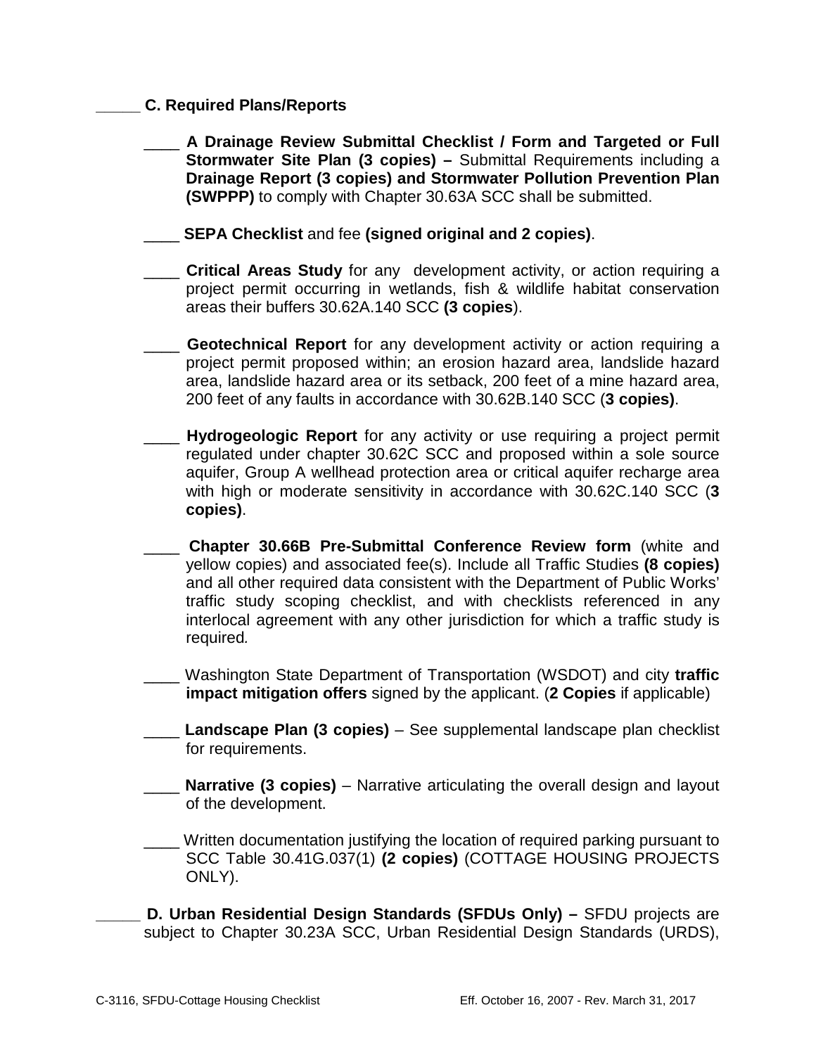_____ **C. Required Plans/Reports**

____ **A Drainage Review Submittal Checklist / Form and Targeted or Full Stormwater Site Plan (3 copies) –** Submittal Requirements including a **Drainage Report (3 copies) and Stormwater Pollution Prevention Plan (SWPPP)** to comply with Chapter 30.63A SCC shall be submitted.

____ **SEPA Checklist** and fee **(signed original and 2 copies)**.

____ **Critical Areas Study** for any development activity, or action requiring a project permit occurring in wetlands, fish & wildlife habitat conservation areas their buffers 30.62A.140 SCC **(3 copies**).

____ **Geotechnical Report** for any development activity or action requiring a project permit proposed within; an erosion hazard area, landslide hazard area, landslide hazard area or its setback, 200 feet of a mine hazard area, 200 feet of any faults in accordance with 30.62B.140 SCC (**3 copies)**.

____ **Hydrogeologic Report** for any activity or use requiring a project permit regulated under chapter 30.62C SCC and proposed within a sole source aquifer, Group A wellhead protection area or critical aquifer recharge area with high or moderate sensitivity in accordance with 30.62C.140 SCC (**3 copies)**.

____ **Chapter 30.66B Pre-Submittal Conference Review form** (white and yellow copies) and associated fee(s). Include all Traffic Studies **(8 copies)** and all other required data consistent with the Department of Public Works' traffic study scoping checklist, and with checklists referenced in any interlocal agreement with any other jurisdiction for which a traffic study is required*.*

____ Washington State Department of Transportation (WSDOT) and city **traffic impact mitigation offers** signed by the applicant. (**2 Copies** if applicable)

____ **Landscape Plan (3 copies)** – See supplemental landscape plan checklist for requirements.

____ **Narrative (3 copies)** – Narrative articulating the overall design and layout of the development.

____ Written documentation justifying the location of required parking pursuant to SCC Table 30.41G.037(1) **(2 copies)** (COTTAGE HOUSING PROJECTS ONLY).

_____ **D. Urban Residential Design Standards (SFDUs Only) –** SFDU projects are subject to Chapter 30.23A SCC, Urban Residential Design Standards (URDS),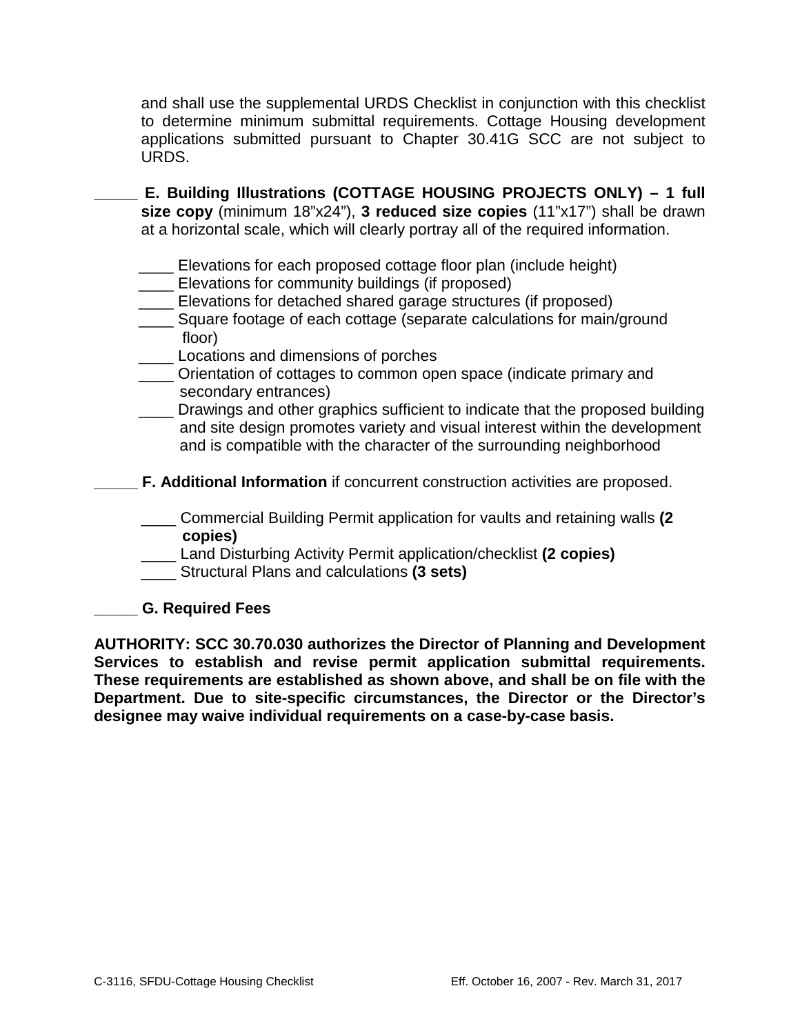and shall use the supplemental URDS Checklist in conjunction with this checklist to determine minimum submittal requirements. Cottage Housing development applications submitted pursuant to Chapter 30.41G SCC are not subject to URDS.

_____ **E. Building Illustrations (COTTAGE HOUSING PROJECTS ONLY) – 1 full size copy** (minimum 18"x24"), **3 reduced size copies** (11"x17") shall be drawn at a horizontal scale, which will clearly portray all of the required information.

- ____ Elevations for each proposed cottage floor plan (include height)
- ____ Elevations for community buildings (if proposed)
- ____ Elevations for detached shared garage structures (if proposed)
- ____ Square footage of each cottage (separate calculations for main/ground floor)
- ____ Locations and dimensions of porches
- ____ Orientation of cottages to common open space (indicate primary and secondary entrances)
- ____ Drawings and other graphics sufficient to indicate that the proposed building and site design promotes variety and visual interest within the development and is compatible with the character of the surrounding neighborhood

_____ **F. Additional Information** if concurrent construction activities are proposed.

- ____ Commercial Building Permit application for vaults and retaining walls **(2 copies)**
- ____ Land Disturbing Activity Permit application/checklist **(2 copies)**
- ____ Structural Plans and calculations **(3 sets)**

_____ **G. Required Fees**

**AUTHORITY: SCC 30.70.030 authorizes the Director of Planning and Development Services to establish and revise permit application submittal requirements. These requirements are established as shown above, and shall be on file with the Department. Due to site-specific circumstances, the Director or the Director's designee may waive individual requirements on a case-by-case basis.**